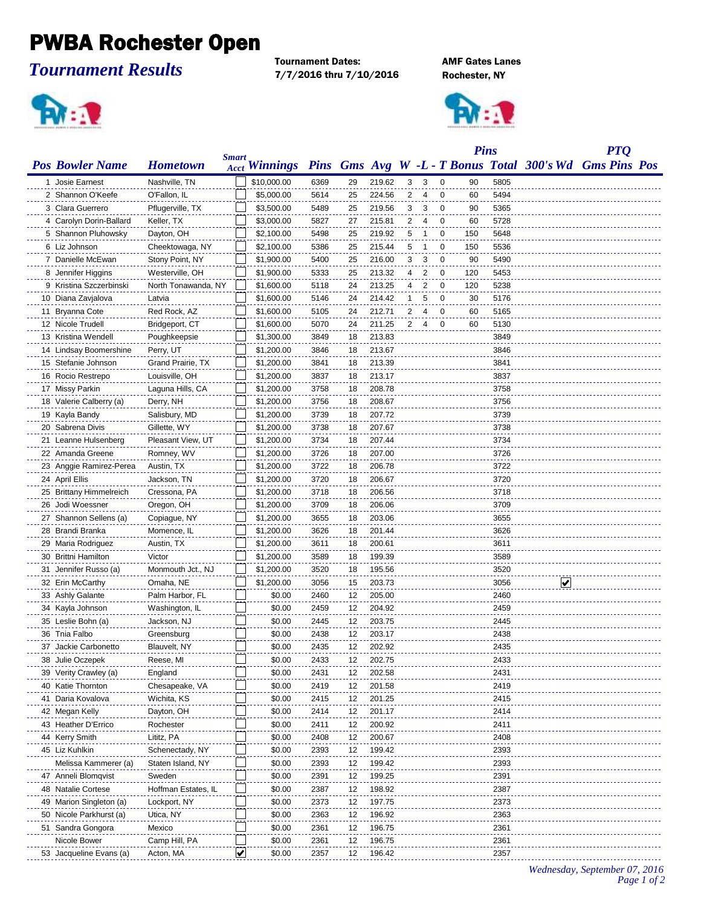# PWBA Rochester Open

## *Tournament Results*

**Tournament Dates:**
**7/7/2016 thru 7/10/2016**

**AMF Gates Lanes**
**Rochester, NY**

| Pos | Bowler Name | Hometown | Smart Acct | Winnings | Pins | Gms | Avg | W | L | T | Bonus Pins | Total | 300's | Wd | PTQ Gms | PTQ Pins | PTQ Pos |
|---|---|---|---|---|---|---|---|---|---|---|---|---|---|---|---|---|---|
| 1 | Josie Earnest | Nashville, TN | ☐ | $10,000.00 | 6369 | 29 | 219.62 | 3 | 3 | 0 | 90 | 5805 | | | | | |
| 2 | Shannon O'Keefe | O'Fallon, IL | ☐ | $5,000.00 | 5614 | 25 | 224.56 | 2 | 4 | 0 | 60 | 5494 | | | | | |
| 3 | Clara Guerrero | Pflugerville, TX | ☐ | $3,500.00 | 5489 | 25 | 219.56 | 3 | 3 | 0 | 90 | 5365 | | | | | |
| 4 | Carolyn Dorin-Ballard | Keller, TX | ☐ | $3,000.00 | 5827 | 27 | 215.81 | 2 | 4 | 0 | 60 | 5728 | | | | | |
| 5 | Shannon Pluhowsky | Dayton, OH | ☐ | $2,100.00 | 5498 | 25 | 219.92 | 5 | 1 | 0 | 150 | 5648 | | | | | |
| 6 | Liz Johnson | Cheektowaga, NY | ☐ | $2,100.00 | 5386 | 25 | 215.44 | 5 | 1 | 0 | 150 | 5536 | | | | | |
| 7 | Danielle McEwan | Stony Point, NY | ☐ | $1,900.00 | 5400 | 25 | 216.00 | 3 | 3 | 0 | 90 | 5490 | | | | | |
| 8 | Jennifer Higgins | Westerville, OH | ☐ | $1,900.00 | 5333 | 25 | 213.32 | 4 | 2 | 0 | 120 | 5453 | | | | | |
| 9 | Kristina Szczerbinski | North Tonawanda, NY | ☐ | $1,600.00 | 5118 | 24 | 213.25 | 4 | 2 | 0 | 120 | 5238 | | | | | |
| 10 | Diana Zavjalova | Latvia | ☐ | $1,600.00 | 5146 | 24 | 214.42 | 1 | 5 | 0 | 30 | 5176 | | | | | |
| 11 | Bryanna Cote | Red Rock, AZ | ☐ | $1,600.00 | 5105 | 24 | 212.71 | 2 | 4 | 0 | 60 | 5165 | | | | | |
| 12 | Nicole Trudell | Bridgeport, CT | ☐ | $1,600.00 | 5070 | 24 | 211.25 | 2 | 4 | 0 | 60 | 5130 | | | | | |
| 13 | Kristina Wendell | Poughkeepsie | ☐ | $1,300.00 | 3849 | 18 | 213.83 | | | | | 3849 | | | | | |
| 14 | Lindsay Boomershine | Perry, UT | ☐ | $1,200.00 | 3846 | 18 | 213.67 | | | | | 3846 | | | | | |
| 15 | Stefanie Johnson | Grand Prairie, TX | ☐ | $1,200.00 | 3841 | 18 | 213.39 | | | | | 3841 | | | | | |
| 16 | Rocio Restrepo | Louisville, OH | ☐ | $1,200.00 | 3837 | 18 | 213.17 | | | | | 3837 | | | | | |
| 17 | Missy Parkin | Laguna Hills, CA | ☐ | $1,200.00 | 3758 | 18 | 208.78 | | | | | 3758 | | | | | |
| 18 | Valerie Calberry (a) | Derry, NH | ☐ | $1,200.00 | 3756 | 18 | 208.67 | | | | | 3756 | | | | | |
| 19 | Kayla Bandy | Salisbury, MD | ☐ | $1,200.00 | 3739 | 18 | 207.72 | | | | | 3739 | | | | | |
| 20 | Sabrena Divis | Gillette, WY | ☐ | $1,200.00 | 3738 | 18 | 207.67 | | | | | 3738 | | | | | |
| 21 | Leanne Hulsenberg | Pleasant View, UT | ☐ | $1,200.00 | 3734 | 18 | 207.44 | | | | | 3734 | | | | | |
| 22 | Amanda Greene | Romney, WV | ☐ | $1,200.00 | 3726 | 18 | 207.00 | | | | | 3726 | | | | | |
| 23 | Anggie Ramirez-Perea | Austin, TX | ☐ | $1,200.00 | 3722 | 18 | 206.78 | | | | | 3722 | | | | | |
| 24 | April Ellis | Jackson, TN | ☐ | $1,200.00 | 3720 | 18 | 206.67 | | | | | 3720 | | | | | |
| 25 | Brittany Himmelreich | Cressona, PA | ☐ | $1,200.00 | 3718 | 18 | 206.56 | | | | | 3718 | | | | | |
| 26 | Jodi Woessner | Oregon, OH | ☐ | $1,200.00 | 3709 | 18 | 206.06 | | | | | 3709 | | | | | |
| 27 | Shannon Sellens (a) | Copiague, NY | ☐ | $1,200.00 | 3655 | 18 | 203.06 | | | | | 3655 | | | | | |
| 28 | Brandi Branka | Momence, IL | ☐ | $1,200.00 | 3626 | 18 | 201.44 | | | | | 3626 | | | | | |
| 29 | Maria Rodriguez | Austin, TX | ☐ | $1,200.00 | 3611 | 18 | 200.61 | | | | | 3611 | | | | | |
| 30 | Brittni Hamilton | Victor | ☐ | $1,200.00 | 3589 | 18 | 199.39 | | | | | 3589 | | | | | |
| 31 | Jennifer Russo (a) | Monmouth Jct., NJ | ☐ | $1,200.00 | 3520 | 18 | 195.56 | | | | | 3520 | | | | | |
| 32 | Erin McCarthy | Omaha, NE | ☐ | $1,200.00 | 3056 | 15 | 203.73 | | | | | 3056 | | ☑ | | | |
| 33 | Ashly Galante | Palm Harbor, FL | ☐ | $0.00 | 2460 | 12 | 205.00 | | | | | 2460 | | | | | |
| 34 | Kayla Johnson | Washington, IL | ☐ | $0.00 | 2459 | 12 | 204.92 | | | | | 2459 | | | | | |
| 35 | Leslie Bohn (a) | Jackson, NJ | ☐ | $0.00 | 2445 | 12 | 203.75 | | | | | 2445 | | | | | |
| 36 | Tnia Falbo | Greensburg | ☐ | $0.00 | 2438 | 12 | 203.17 | | | | | 2438 | | | | | |
| 37 | Jackie Carbonetto | Blauvelt, NY | ☐ | $0.00 | 2435 | 12 | 202.92 | | | | | 2435 | | | | | |
| 38 | Julie Oczepek | Reese, MI | ☐ | $0.00 | 2433 | 12 | 202.75 | | | | | 2433 | | | | | |
| 39 | Verity Crawley (a) | England | ☐ | $0.00 | 2431 | 12 | 202.58 | | | | | 2431 | | | | | |
| 40 | Katie Thornton | Chesapeake, VA | ☐ | $0.00 | 2419 | 12 | 201.58 | | | | | 2419 | | | | | |
| 41 | Daria Kovalova | Wichita, KS | ☐ | $0.00 | 2415 | 12 | 201.25 | | | | | 2415 | | | | | |
| 42 | Megan Kelly | Dayton, OH | ☐ | $0.00 | 2414 | 12 | 201.17 | | | | | 2414 | | | | | |
| 43 | Heather D'Errico | Rochester | ☐ | $0.00 | 2411 | 12 | 200.92 | | | | | 2411 | | | | | |
| 44 | Kerry Smith | Lititz, PA | ☐ | $0.00 | 2408 | 12 | 200.67 | | | | | 2408 | | | | | |
| 45 | Liz Kuhlkin | Schenectady, NY | ☐ | $0.00 | 2393 | 12 | 199.42 | | | | | 2393 | | | | | |
| | Melissa Kammerer (a) | Staten Island, NY | ☐ | $0.00 | 2393 | 12 | 199.42 | | | | | 2393 | | | | | |
| 47 | Anneli Blomqvist | Sweden | ☐ | $0.00 | 2391 | 12 | 199.25 | | | | | 2391 | | | | | |
| 48 | Natalie Cortese | Hoffman Estates, IL | ☐ | $0.00 | 2387 | 12 | 198.92 | | | | | 2387 | | | | | |
| 49 | Marion Singleton (a) | Lockport, NY | ☐ | $0.00 | 2373 | 12 | 197.75 | | | | | 2373 | | | | | |
| 50 | Nicole Parkhurst (a) | Utica, NY | ☐ | $0.00 | 2363 | 12 | 196.92 | | | | | 2363 | | | | | |
| 51 | Sandra Gongora | Mexico | ☐ | $0.00 | 2361 | 12 | 196.75 | | | | | 2361 | | | | | |
| | Nicole Bower | Camp Hill, PA | ☐ | $0.00 | 2361 | 12 | 196.75 | | | | | 2361 | | | | | |
| 53 | Jacqueline Evans (a) | Acton, MA | ☑ | $0.00 | 2357 | 12 | 196.42 | | | | | 2357 | | | | | |

*Wednesday, September 07, 2016*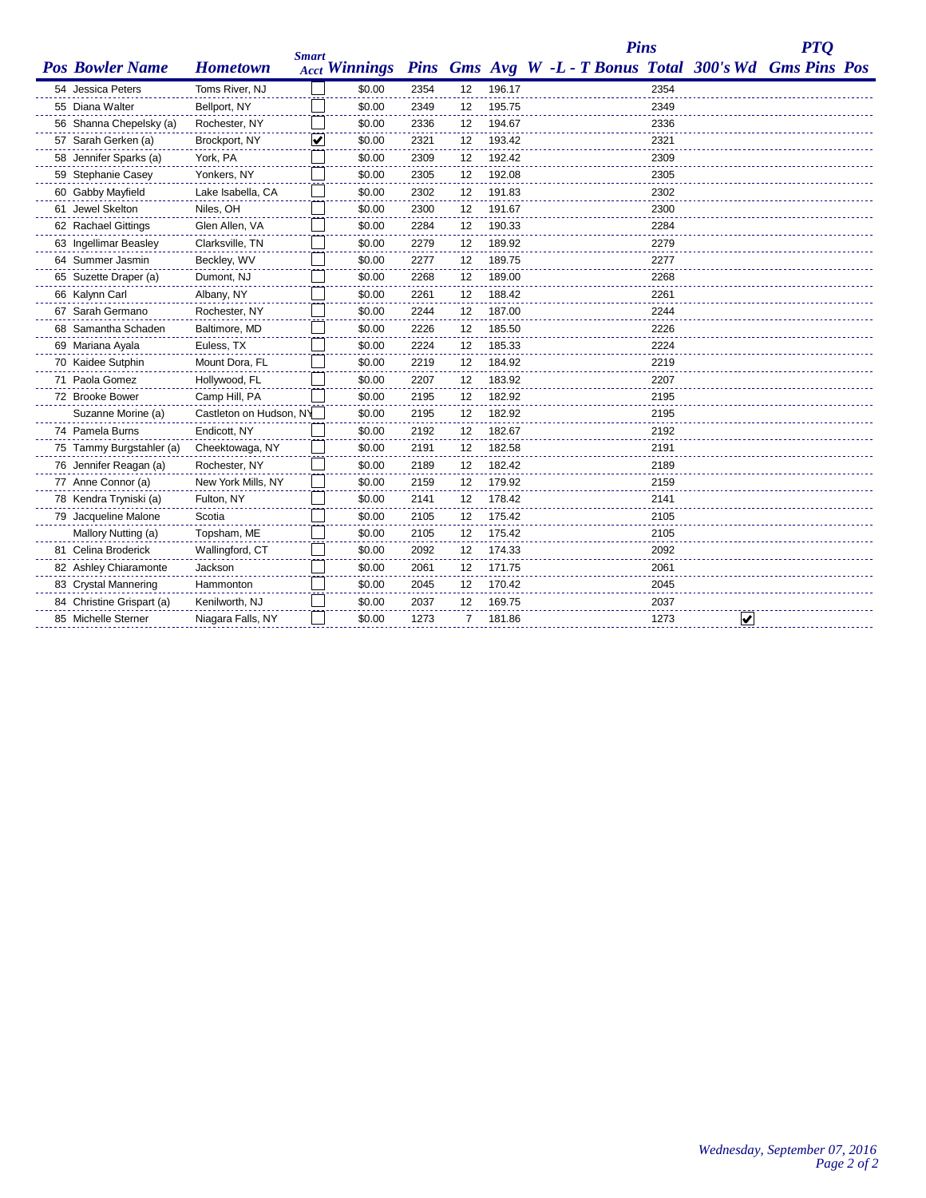| Pos | Bowler Name | Hometown | Smart Acct | Winnings | Pins | Gms | Avg | W -L - T | Pins Bonus | Total | 300's | Wd | PTQ Gms | PTQ Pins | Pos |
|---|---|---|---|---|---|---|---|---|---|---|---|---|---|---|---|
| 54 | Jessica Peters | Toms River, NJ | ☐ | $0.00 | 2354 | 12 | 196.17 | | | 2354 | | | | | |
| 55 | Diana Walter | Bellport, NY | ☐ | $0.00 | 2349 | 12 | 195.75 | | | 2349 | | | | | |
| 56 | Shanna Chepelsky (a) | Rochester, NY | ☐ | $0.00 | 2336 | 12 | 194.67 | | | 2336 | | | | | |
| 57 | Sarah Gerken (a) | Brockport, NY | ☑ | $0.00 | 2321 | 12 | 193.42 | | | 2321 | | | | | |
| 58 | Jennifer Sparks (a) | York, PA | ☐ | $0.00 | 2309 | 12 | 192.42 | | | 2309 | | | | | |
| 59 | Stephanie Casey | Yonkers, NY | ☐ | $0.00 | 2305 | 12 | 192.08 | | | 2305 | | | | | |
| 60 | Gabby Mayfield | Lake Isabella, CA | ☐ | $0.00 | 2302 | 12 | 191.83 | | | 2302 | | | | | |
| 61 | Jewel Skelton | Niles, OH | ☐ | $0.00 | 2300 | 12 | 191.67 | | | 2300 | | | | | |
| 62 | Rachael Gittings | Glen Allen, VA | ☐ | $0.00 | 2284 | 12 | 190.33 | | | 2284 | | | | | |
| 63 | Ingellimar Beasley | Clarksville, TN | ☐ | $0.00 | 2279 | 12 | 189.92 | | | 2279 | | | | | |
| 64 | Summer Jasmin | Beckley, WV | ☐ | $0.00 | 2277 | 12 | 189.75 | | | 2277 | | | | | |
| 65 | Suzette Draper (a) | Dumont, NJ | ☐ | $0.00 | 2268 | 12 | 189.00 | | | 2268 | | | | | |
| 66 | Kalynn Carl | Albany, NY | ☐ | $0.00 | 2261 | 12 | 188.42 | | | 2261 | | | | | |
| 67 | Sarah Germano | Rochester, NY | ☐ | $0.00 | 2244 | 12 | 187.00 | | | 2244 | | | | | |
| 68 | Samantha Schaden | Baltimore, MD | ☐ | $0.00 | 2226 | 12 | 185.50 | | | 2226 | | | | | |
| 69 | Mariana Ayala | Euless, TX | ☐ | $0.00 | 2224 | 12 | 185.33 | | | 2224 | | | | | |
| 70 | Kaidee Sutphin | Mount Dora, FL | ☐ | $0.00 | 2219 | 12 | 184.92 | | | 2219 | | | | | |
| 71 | Paola Gomez | Hollywood, FL | ☐ | $0.00 | 2207 | 12 | 183.92 | | | 2207 | | | | | |
| 72 | Brooke Bower | Camp Hill, PA | ☐ | $0.00 | 2195 | 12 | 182.92 | | | 2195 | | | | | |
| | Suzanne Morine (a) | Castleton on Hudson, NY | ☐ | $0.00 | 2195 | 12 | 182.92 | | | 2195 | | | | | |
| 74 | Pamela Burns | Endicott, NY | ☐ | $0.00 | 2192 | 12 | 182.67 | | | 2192 | | | | | |
| 75 | Tammy Burgstahler (a) | Cheektowaga, NY | ☐ | $0.00 | 2191 | 12 | 182.58 | | | 2191 | | | | | |
| 76 | Jennifer Reagan (a) | Rochester, NY | ☐ | $0.00 | 2189 | 12 | 182.42 | | | 2189 | | | | | |
| 77 | Anne Connor (a) | New York Mills, NY | ☐ | $0.00 | 2159 | 12 | 179.92 | | | 2159 | | | | | |
| 78 | Kendra Tryniski (a) | Fulton, NY | ☐ | $0.00 | 2141 | 12 | 178.42 | | | 2141 | | | | | |
| 79 | Jacqueline Malone | Scotia | ☐ | $0.00 | 2105 | 12 | 175.42 | | | 2105 | | | | | |
| | Mallory Nutting (a) | Topsham, ME | ☐ | $0.00 | 2105 | 12 | 175.42 | | | 2105 | | | | | |
| 81 | Celina Broderick | Wallingford, CT | ☐ | $0.00 | 2092 | 12 | 174.33 | | | 2092 | | | | | |
| 82 | Ashley Chiaramonte | Jackson | ☐ | $0.00 | 2061 | 12 | 171.75 | | | 2061 | | | | | |
| 83 | Crystal Mannering | Hammonton | ☐ | $0.00 | 2045 | 12 | 170.42 | | | 2045 | | | | | |
| 84 | Christine Grispart (a) | Kenilworth, NJ | ☐ | $0.00 | 2037 | 12 | 169.75 | | | 2037 | | | | | |
| 85 | Michelle Sterner | Niagara Falls, NY | ☐ | $0.00 | 1273 | 7 | 181.86 | | | 1273 | | ☑ | | | |

*Wednesday, September 07, 2016*